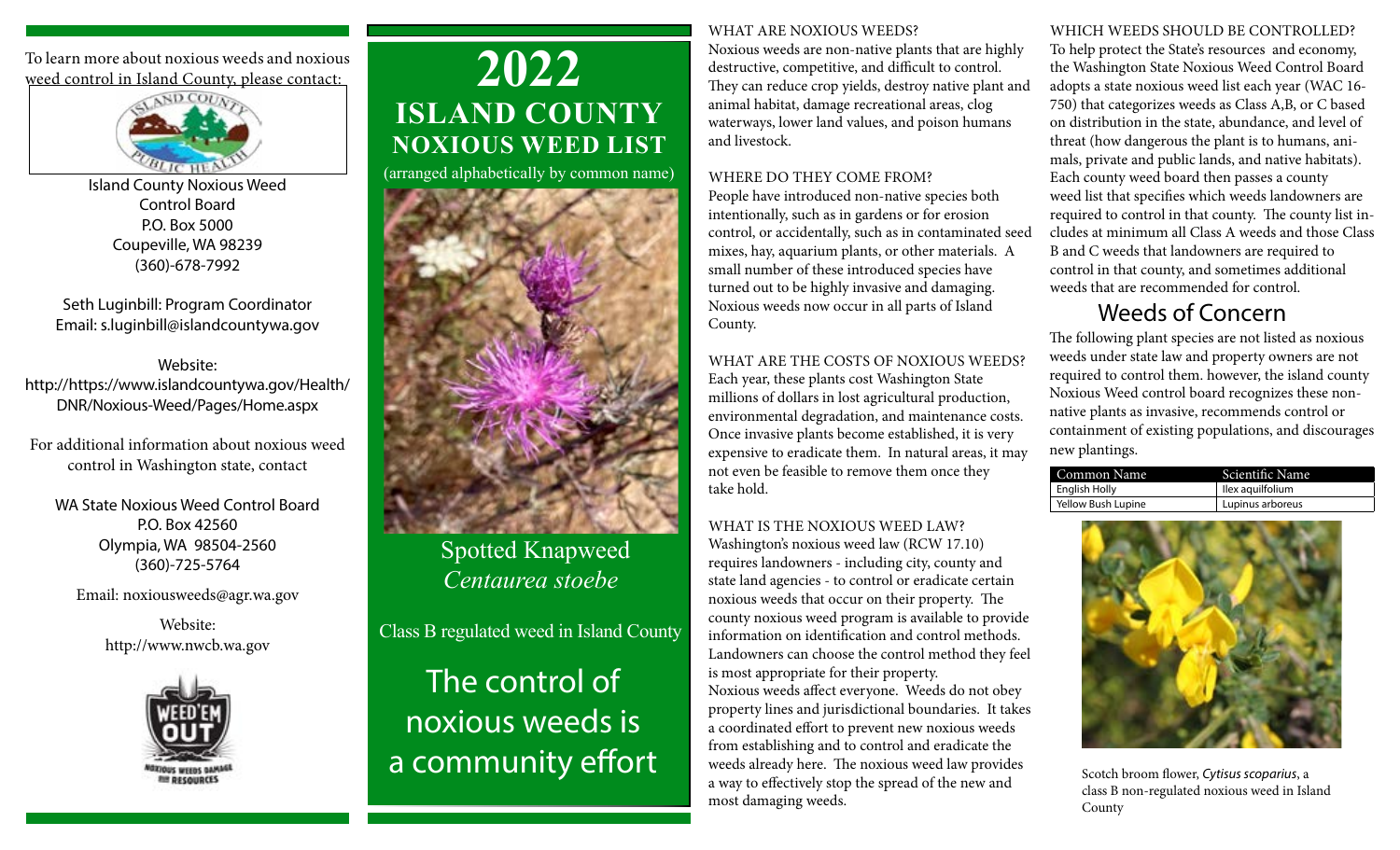To learn more about noxious weeds and noxious weed control in Island County, please contact:

Island County Noxious Weed Control Board
P.O. Box 5000
Coupeville, WA 98239
(360)-678-7992

Seth Luginbill: Program Coordinator
Email: s.luginbill@islandcountywa.gov

Website:
http://https://www.islandcountywa.gov/Health/DNR/Noxious-Weed/Pages/Home.aspx

For additional information about noxious weed control in Washington state, contact

WA State Noxious Weed Control Board
P.O. Box 42560
Olympia, WA 98504-2560
(360)-725-5764

Email: noxiousweeds@agr.wa.gov

Website:
http://www.nwcb.wa.gov

# 2022 ISLAND COUNTY NOXIOUS WEED LIST

(arranged alphabetically by common name)

Spotted Knapweed
*Centaurea stoebe*

Class B regulated weed in Island County

The control of noxious weeds is a community effort

## WHAT ARE NOXIOUS WEEDS?

Noxious weeds are non-native plants that are highly destructive, competitive, and difficult to control. They can reduce crop yields, destroy native plant and animal habitat, damage recreational areas, clog waterways, lower land values, and poison humans and livestock.

## WHERE DO THEY COME FROM?

People have introduced non-native species both intentionally, such as in gardens or for erosion control, or accidentally, such as in contaminated seed mixes, hay, aquarium plants, or other materials. A small number of these introduced species have turned out to be highly invasive and damaging. Noxious weeds now occur in all parts of Island County.

## WHAT ARE THE COSTS OF NOXIOUS WEEDS?

Each year, these plants cost Washington State millions of dollars in lost agricultural production, environmental degradation, and maintenance costs. Once invasive plants become established, it is very expensive to eradicate them. In natural areas, it may not even be feasible to remove them once they take hold.

## WHAT IS THE NOXIOUS WEED LAW?

Washington's noxious weed law (RCW 17.10) requires landowners - including city, county and state land agencies - to control or eradicate certain noxious weeds that occur on their property. The county noxious weed program is available to provide information on identification and control methods. Landowners can choose the control method they feel is most appropriate for their property.
Noxious weeds affect everyone. Weeds do not obey property lines and jurisdictional boundaries. It takes a coordinated effort to prevent new noxious weeds from establishing and to control and eradicate the weeds already here. The noxious weed law provides a way to effectively stop the spread of the new and most damaging weeds.

## WHICH WEEDS SHOULD BE CONTROLLED?

To help protect the State's resources and economy, the Washington State Noxious Weed Control Board adopts a state noxious weed list each year (WAC 16-750) that categorizes weeds as Class A,B, or C based on distribution in the state, abundance, and level of threat (how dangerous the plant is to humans, animals, private and public lands, and native habitats). Each county weed board then passes a county weed list that specifies which weeds landowners are required to control in that county. The county list includes at minimum all Class A weeds and those Class B and C weeds that landowners are required to control in that county, and sometimes additional weeds that are recommended for control.

## Weeds of Concern

The following plant species are not listed as noxious weeds under state law and property owners are not required to control them. however, the island county Noxious Weed control board recognizes these non-native plants as invasive, recommends control or containment of existing populations, and discourages new plantings.

| Common Name | Scientific Name |
| --- | --- |
| English Holly | Ilex aquilfolium |
| Yellow Bush Lupine | Lupinus arboreus |

Scotch broom flower, *Cytisus scoparius*, a class B non-regulated noxious weed in Island County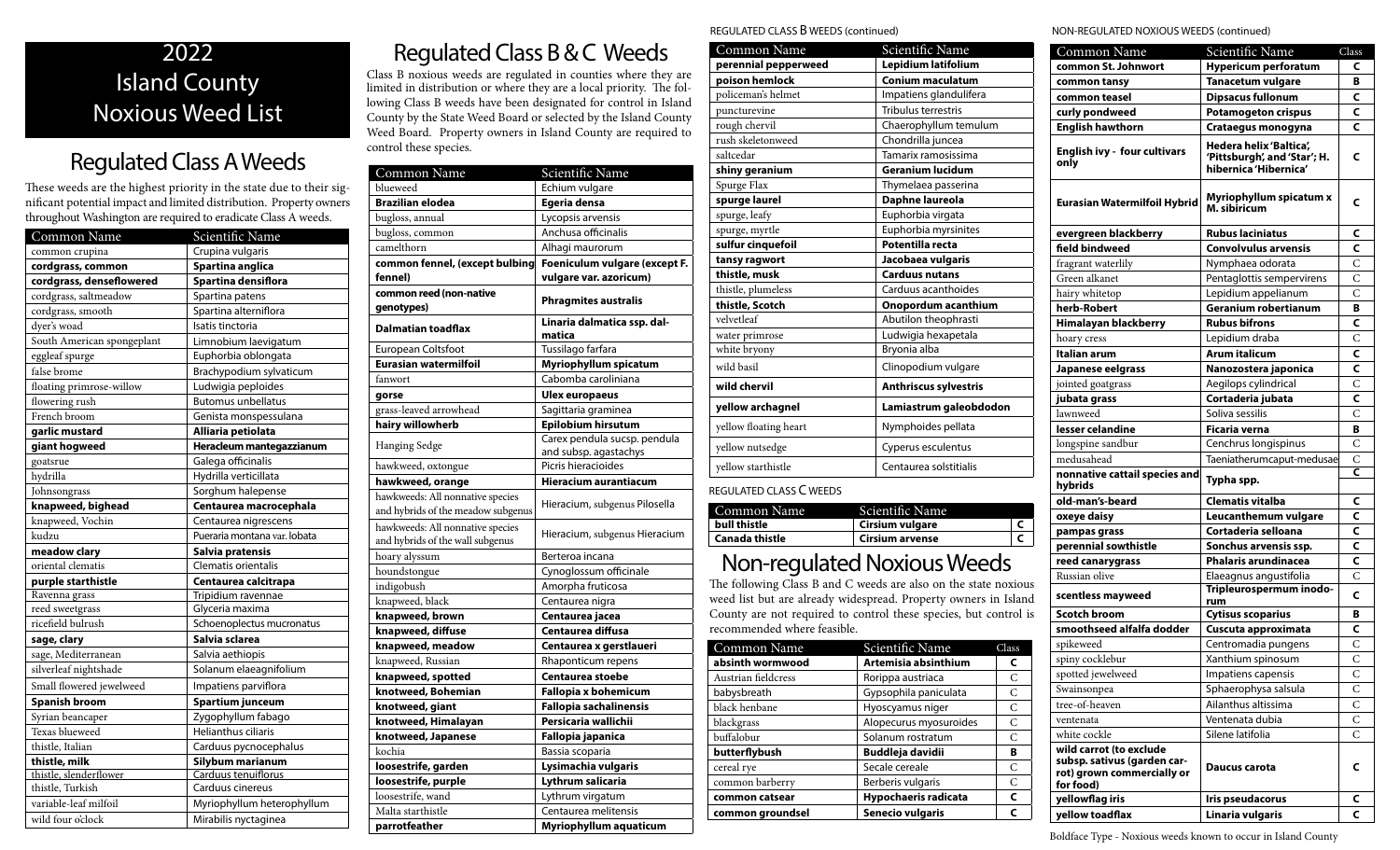# 2022 Island County Noxious Weed List

## Regulated Class A Weeds

These weeds are the highest priority in the state due to their significant potential impact and limited distribution. Property owners throughout Washington are required to eradicate Class A weeds.

| Common Name | Scientific Name |
|---|---|
| common crupina | Crupina vulgaris |
| **cordgrass, common** | **Spartina anglica** |
| **cordgrass, denseflowered** | **Spartina densiflora** |
| cordgrass, saltmeadow | Spartina patens |
| cordgrass, smooth | Spartina alterniflora |
| dyer's woad | Isatis tinctoria |
| South American spongeplant | Limnobium laevigatum |
| eggleaf spurge | Euphorbia oblongata |
| false brome | Brachypodium sylvaticum |
| floating primrose-willow | Ludwigia peploides |
| flowering rush | Butomus unbellatus |
| French broom | Genista monspessulana |
| **garlic mustard** | **Alliaria petiolata** |
| **giant hogweed** | **Heracleum mantegazzianum** |
| goatsrue | Galega officinalis |
| hydrilla | Hydrilla verticillata |
| Johnsongrass | Sorghum halepense |
| **knapweed, bighead** | **Centaurea macrocephala** |
| knapweed, Vochin | Centaurea nigrescens |
| kudzu | Pueraria montana var. lobata |
| **meadow clary** | **Salvia pratensis** |
| oriental clematis | Clematis orientalis |
| **purple starthistle** | **Centaurea calcitrapa** |
| Ravenna grass | Tripidium ravennae |
| reed sweetgrass | Glyceria maxima |
| ricefield bulrush | Schoenoplectus mucronatus |
| **sage, clary** | **Salvia sclarea** |
| sage, Mediterranean | Salvia aethiopis |
| silverleaf nightshade | Solanum elaeagnifolium |
| Small flowered jewelweed | Impatiens parviflora |
| **Spanish broom** | **Spartium junceum** |
| Syrian beancaper | Zygophyllum fabago |
| Texas blueweed | Helianthus ciliaris |
| thistle, Italian | Carduus pycnocephalus |
| **thistle, milk** | **Silybum marianum** |
| thistle, slenderflower | Carduus tenuiflorus |
| thistle, Turkish | Carduus cinereus |
| variable-leaf milfoil | Myriophyllum heterophyllum |
| wild four o'clock | Mirabilis nyctaginea |

## Regulated Class B & C Weeds

Class B noxious weeds are regulated in counties where they are limited in distribution or where they are a local priority. The following Class B weeds have been designated for control in Island County by the State Weed Board or selected by the Island County Weed Board. Property owners in Island County are required to control these species.

| Common Name | Scientific Name |
|---|---|
| blueweed | Echium vulgare |
| **Brazilian elodea** | **Egeria densa** |
| bugloss, annual | Lycopsis arvensis |
| bugloss, common | Anchusa officinalis |
| camelthorn | Alhagi maurorum |
| **common fennel, (except bulbing fennel)** | **Foeniculum vulgare (except F. vulgare var. azoricum)** |
| **common reed (non-native genotypes)** | **Phragmites australis** |
| **Dalmatian toadflax** | **Linaria dalmatica ssp. dalmatica** |
| European Coltsfoot | Tussilago farfara |
| **Eurasian watermilfoil** | **Myriophyllum spicatum** |
| fanwort | Cabomba caroliniana |
| **gorse** | **Ulex europaeus** |
| grass-leaved arrowhead | Sagittaria graminea |
| **hairy willowherb** | **Epilobium hirsutum** |
| Hanging Sedge | Carex pendula sucsp. pendula and subsp. agastachys |
| hawkweed, oxtongue | Picris hieracioides |
| **hawkweed, orange** | **Hieracium aurantiacum** |
| hawkweeds: All nonnative species and hybrids of the meadow subgenus | Hieracium, subgenus Pilosella |
| hawkweeds: All nonnative species and hybrids of the wall subgenus | Hieracium, subgenus Hieracium |
| hoary alyssum | Berteroa incana |
| houndstongue | Cynoglossum officinale |
| indigobush | Amorpha fruticosa |
| knapweed, black | Centaurea nigra |
| **knapweed, brown** | **Centaurea jacea** |
| **knapweed, diffuse** | **Centaurea diffusa** |
| **knapweed, meadow** | **Centaurea x gerstlaueri** |
| knapweed, Russian | Rhaponticum repens |
| **knapweed, spotted** | **Centaurea stoebe** |
| **knotweed, Bohemian** | **Fallopia x bohemicum** |
| **knotweed, giant** | **Fallopia sachalinensis** |
| **knotweed, Himalayan** | **Persicaria wallichii** |
| **knotweed, Japanese** | **Fallopia japanica** |
| kochia | Bassia scoparia |
| **loosestrife, garden** | **Lysimachia vulgaris** |
| **loosestrife, purple** | **Lythrum salicaria** |
| loosestrife, wand | Lythrum virgatum |
| Malta starthistle | Centaurea melitensis |
| **parrotfeather** | **Myriophyllum aquaticum** |
| **perennial pepperweed** | **Lepidium latifolium** |
| **poison hemlock** | **Conium maculatum** |
| policeman's helmet | Impatiens glandulifera |
| puncturevine | Tribulus terrestris |
| rough chervil | Chaerophyllum temulum |
| rush skeletonweed | Chondrilla juncea |
| saltcedar | Tamarix ramosissima |
| **shiny geranium** | **Geranium lucidum** |
| Spurge Flax | Thymelaea passerina |
| **spurge laurel** | **Daphne laureola** |
| spurge, leafy | Euphorbia virgata |
| spurge, myrtle | Euphorbia myrsinites |
| **sulfur cinquefoil** | **Potentilla recta** |
| **tansy ragwort** | **Jacobaea vulgaris** |
| **thistle, musk** | **Carduus nutans** |
| thistle, plumeless | Carduus acanthoides |
| **thistle, Scotch** | **Onopordum acanthium** |
| velvetleaf | Abutilon theophrasti |
| water primrose | Ludwigia hexapetala |
| white bryony | Bryonia alba |
| wild basil | Clinopodium vulgare |
| **wild chervil** | **Anthriscus sylvestris** |
| **yellow archagnel** | **Lamiastrum galeobdodon** |
| yellow floating heart | Nymphoides pellata |
| yellow nutsedge | Cyperus esculentus |
| yellow starthistle | Centaurea solstitialis |

### Regulated Class C Weeds

| Common Name | Scientific Name | |
|---|---|---|
| **bull thistle** | **Cirsium vulgare** | **C** |
| **Canada thistle** | **Cirsium arvense** | **C** |

## Non-regulated Noxious Weeds

The following Class B and C weeds are also on the state noxious weed list but are already widespread. Property owners in Island County are not required to control these species, but control is recommended where feasible.

| Common Name | Scientific Name | Class |
|---|---|---|
| **absinth wormwood** | **Artemisia absinthium** | **C** |
| Austrian fieldcress | Rorippa austriaca | C |
| babysbreath | Gypsophila paniculata | C |
| black henbane | Hyoscyamus niger | C |
| blackgrass | Alopecurus myosuroides | C |
| buffalobur | Solanum rostratum | C |
| **butterflybush** | **Buddleja davidii** | **B** |
| cereal rye | Secale cereale | C |
| common barberry | Berberis vulgaris | C |
| **common catsear** | **Hypochaeris radicata** | **C** |
| **common groundsel** | **Senecio vulgaris** | **C** |
| **common St. Johnwort** | **Hypericum perforatum** | **C** |
| **common tansy** | **Tanacetum vulgare** | **B** |
| **common teasel** | **Dipsacus fullonum** | **C** |
| **curly pondweed** | **Potamogeton crispus** | **C** |
| **English hawthorn** | **Crataegus monogyna** | **C** |
| **English ivy - four cultivars only** | **Hedera helix 'Baltica', 'Pittsburgh', and 'Star'; H. hibernica 'Hibernica'** | **C** |
| **Eurasian Watermilfoil Hybrid** | **Myriophyllum spicatum x M. sibiricum** | **C** |
| **evergreen blackberry** | **Rubus laciniatus** | **C** |
| **field bindweed** | **Convolvulus arvensis** | **C** |
| fragrant waterlily | Nymphaea odorata | C |
| Green alkanet | Pentaglottis sempervirens | C |
| hairy whitetop | Lepidium appelianum | C |
| **herb-Robert** | **Geranium robertianum** | **B** |
| **Himalayan blackberry** | **Rubus bifrons** | **C** |
| hoary cress | Lepidium draba | C |
| **Italian arum** | **Arum italicum** | **C** |
| **Japanese eelgrass** | **Nanozostera japonica** | **C** |
| jointed goatgrass | Aegilops cylindrical | C |
| **jubata grass** | **Cortaderia jubata** | **C** |
| lawnweed | Soliva sessilis | C |
| **lesser celandine** | **Ficaria verna** | **B** |
| longspine sandbur | Cenchrus longispinus | C |
| medusahead | Taeniatherumcaput-medusae | C |
| **nonnative cattail species and hybrids** | **Typha spp.** | **C** |
| **old-man's-beard** | **Clematis vitalba** | **C** |
| **oxeye daisy** | **Leucanthemum vulgare** | **C** |
| **pampas grass** | **Cortaderia selloana** | **C** |
| **perennial sowthistle** | **Sonchus arvensis ssp.** | **C** |
| **reed canarygrass** | **Phalaris arundinacea** | **C** |
| Russian olive | Elaeagnus angustifolia | C |
| **scentless mayweed** | **Tripleurospermum inodorum** | **C** |
| **Scotch broom** | **Cytisus scoparius** | **B** |
| **smoothseed alfalfa dodder** | **Cuscuta approximata** | **C** |
| spikeweed | Centromadia pungens | C |
| spiny cocklebur | Xanthium spinosum | C |
| spotted jewelweed | Impatiens capensis | C |
| Swainsonpea | Sphaerophysa salsula | C |
| tree-of-heaven | Ailanthus altissima | C |
| ventenata | Ventenata dubia | C |
| white cockle | Silene latifolia | C |
| **wild carrot (to exclude subsp. sativus (garden carrot) grown commercially or for food)** | **Daucus carota** | **C** |
| **yellowflag iris** | **Iris pseudacorus** | **C** |
| **yellow toadflax** | **Linaria vulgaris** | **C** |

Boldface Type - Noxious weeds known to occur in Island County